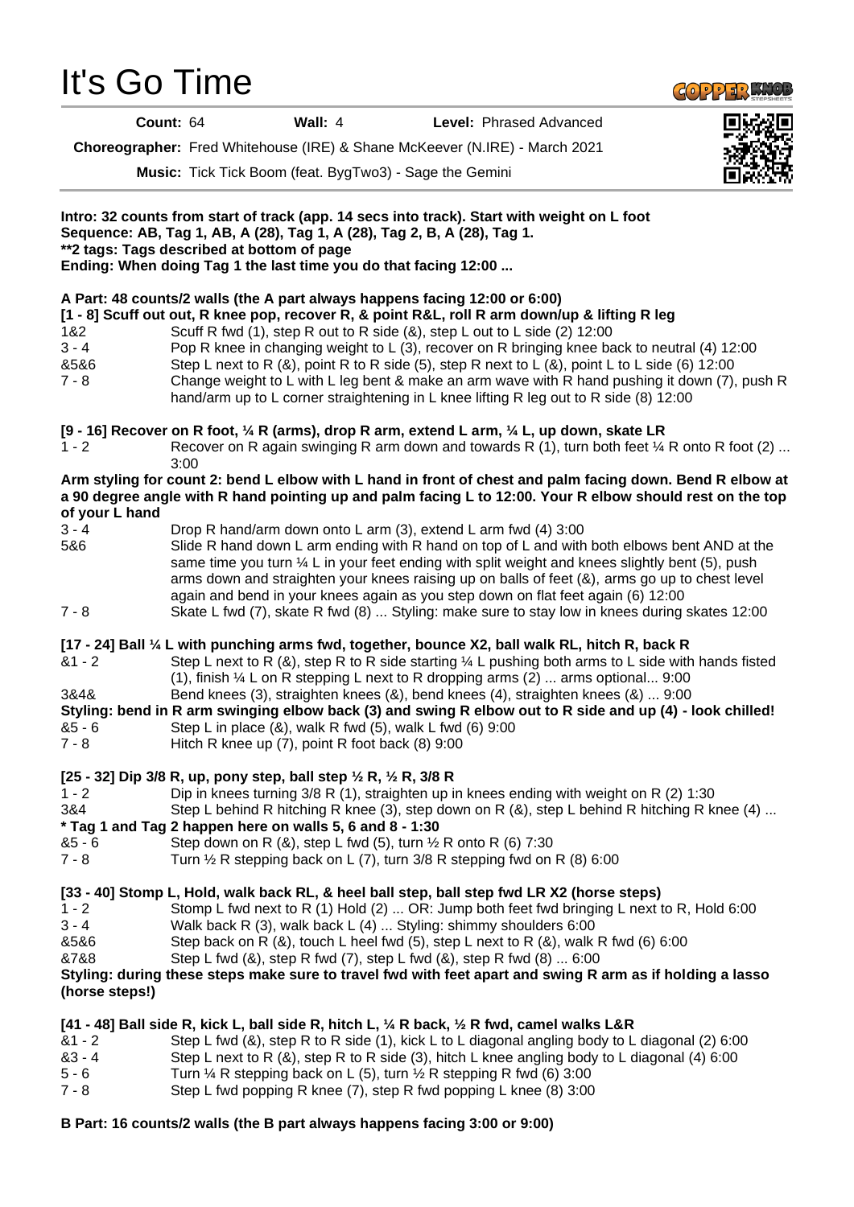# It's Go Time

**Count:** 64 **Wall:** 4 **Level:** Phrased Advanced

**Choreographer:** Fred Whitehouse (IRE) & Shane McKeever (N.IRE) - March 2021

**Music:** Tick Tick Boom (feat. BygTwo3) - Sage the Gemini

**Intro: 32 counts from start of track (app. 14 secs into track). Start with weight on L foot**
**Sequence: AB, Tag 1, AB, A (28), Tag 1, A (28), Tag 2, B, A (28), Tag 1.**
**\*\*2 tags: Tags described at bottom of page**
**Ending: When doing Tag 1 the last time you do that facing 12:00 ...**

**A Part: 48 counts/2 walls (the A part always happens facing 12:00 or 6:00)**

**[1 - 8] Scuff out out, R knee pop, recover R, & point R&L, roll R arm down/up & lifting R leg**

| | |
|---|---|
| 1&2 | Scuff R fwd (1), step R out to R side (&), step L out to L side (2) 12:00 |
| 3 - 4 | Pop R knee in changing weight to L (3), recover on R bringing knee back to neutral (4) 12:00 |
| &5&6 | Step L next to R (&), point R to R side (5), step R next to L (&), point L to L side (6) 12:00 |
| 7 - 8 | Change weight to L with L leg bent & make an arm wave with R hand pushing it down (7), push R hand/arm up to L corner straightening in L knee lifting R leg out to R side (8) 12:00 |

**[9 - 16] Recover on R foot, ¼ R (arms), drop R arm, extend L arm, ¼ L, up down, skate LR**

| | |
|---|---|
| 1 - 2 | Recover on R again swinging R arm down and towards R (1), turn both feet ¼ R onto R foot (2) ... 3:00 |

**Arm styling for count 2: bend L elbow with L hand in front of chest and palm facing down. Bend R elbow at a 90 degree angle with R hand pointing up and palm facing L to 12:00. Your R elbow should rest on the top of your L hand**

| | |
|---|---|
| 3 - 4 | Drop R hand/arm down onto L arm (3), extend L arm fwd (4) 3:00 |
| 5&6 | Slide R hand down L arm ending with R hand on top of L and with both elbows bent AND at the same time you turn ¼ L in your feet ending with split weight and knees slightly bent (5), push arms down and straighten your knees raising up on balls of feet (&), arms go up to chest level again and bend in your knees again as you step down on flat feet again (6) 12:00 |
| 7 - 8 | Skate L fwd (7), skate R fwd (8) ... Styling: make sure to stay low in knees during skates 12:00 |

**[17 - 24] Ball ¼ L with punching arms fwd, together, bounce X2, ball walk RL, hitch R, back R**

| | |
|---|---|
| &1 - 2 | Step L next to R (&), step R to R side starting ¼ L pushing both arms to L side with hands fisted (1), finish ¼ L on R stepping L next to R dropping arms (2) ... arms optional... 9:00 |
| 3&4& | Bend knees (3), straighten knees (&), bend knees (4), straighten knees (&) ... 9:00 |

**Styling: bend in R arm swinging elbow back (3) and swing R elbow out to R side and up (4) - look chilled!**

| | |
|---|---|
| &5 - 6 | Step L in place (&), walk R fwd (5), walk L fwd (6) 9:00 |
| 7 - 8 | Hitch R knee up (7), point R foot back (8) 9:00 |

**[25 - 32] Dip 3/8 R, up, pony step, ball step ½ R, ½ R, 3/8 R**

| | |
|---|---|
| 1 - 2 | Dip in knees turning 3/8 R (1), straighten up in knees ending with weight on R (2) 1:30 |
| 3&4 | Step L behind R hitching R knee (3), step down on R (&), step L behind R hitching R knee (4) ... |

**\* Tag 1 and Tag 2 happen here on walls 5, 6 and 8 - 1:30**

| | |
|---|---|
| &5 - 6 | Step down on R (&), step L fwd (5), turn ½ R onto R (6) 7:30 |
| 7 - 8 | Turn ½ R stepping back on L (7), turn 3/8 R stepping fwd on R (8) 6:00 |

**[33 - 40] Stomp L, Hold, walk back RL, & heel ball step, ball step fwd LR X2 (horse steps)**

| | |
|---|---|
| 1 - 2 | Stomp L fwd next to R (1) Hold (2) ... OR: Jump both feet fwd bringing L next to R, Hold 6:00 |
| 3 - 4 | Walk back R (3), walk back L (4) ... Styling: shimmy shoulders 6:00 |
| &5&6 | Step back on R (&), touch L heel fwd (5), step L next to R (&), walk R fwd (6) 6:00 |
| &7&8 | Step L fwd (&), step R fwd (7), step L fwd (&), step R fwd (8) ... 6:00 |

**Styling: during these steps make sure to travel fwd with feet apart and swing R arm as if holding a lasso (horse steps!)**

**[41 - 48] Ball side R, kick L, ball side R, hitch L, ¼ R back, ½ R fwd, camel walks L&R**

| | |
|---|---|
| &1 - 2 | Step L fwd (&), step R to R side (1), kick L to L diagonal angling body to L diagonal (2) 6:00 |
| &3 - 4 | Step L next to R (&), step R to R side (3), hitch L knee angling body to L diagonal (4) 6:00 |
| 5 - 6 | Turn ¼ R stepping back on L (5), turn ½ R stepping R fwd (6) 3:00 |
| 7 - 8 | Step L fwd popping R knee (7), step R fwd popping L knee (8) 3:00 |

**B Part: 16 counts/2 walls (the B part always happens facing 3:00 or 9:00)**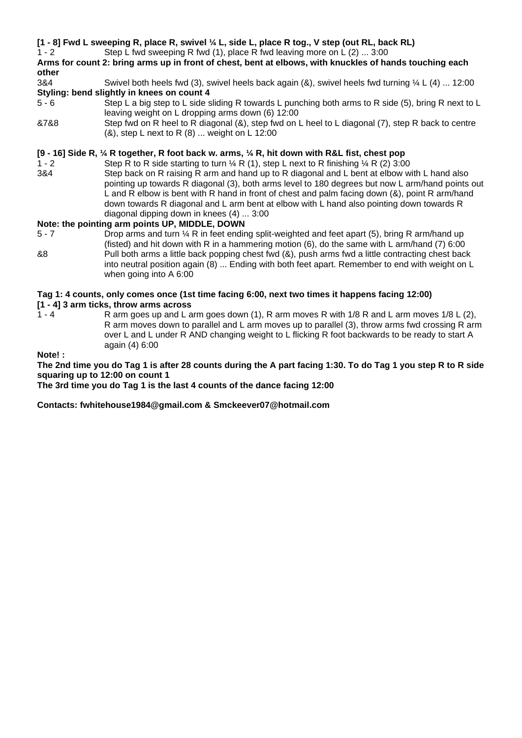**[1 - 8] Fwd L sweeping R, place R, swivel ¼ L, side L, place R tog., V step (out RL, back RL)**

1 - 2 Step L fwd sweeping R fwd (1), place R fwd leaving more on L (2) ... 3:00

**Arms for count 2: bring arms up in front of chest, bent at elbows, with knuckles of hands touching each other**

3&4 Swivel both heels fwd (3), swivel heels back again (&), swivel heels fwd turning ¼ L (4) ... 12:00

**Styling: bend slightly in knees on count 4**

5 - 6 Step L a big step to L side sliding R towards L punching both arms to R side (5), bring R next to L leaving weight on L dropping arms down (6) 12:00

&7&8 Step fwd on R heel to R diagonal (&), step fwd on L heel to L diagonal (7), step R back to centre (&), step L next to R (8) ... weight on L 12:00

**[9 - 16] Side R, ¼ R together, R foot back w. arms, ¼ R, hit down with R&L fist, chest pop**

1 - 2 Step R to R side starting to turn ¼ R (1), step L next to R finishing ¼ R (2) 3:00

3&4 Step back on R raising R arm and hand up to R diagonal and L bent at elbow with L hand also pointing up towards R diagonal (3), both arms level to 180 degrees but now L arm/hand points out L and R elbow is bent with R hand in front of chest and palm facing down (&), point R arm/hand down towards R diagonal and L arm bent at elbow with L hand also pointing down towards R diagonal dipping down in knees (4) ... 3:00

**Note: the pointing arm points UP, MIDDLE, DOWN**

5 - 7 Drop arms and turn ¼ R in feet ending split-weighted and feet apart (5), bring R arm/hand up (fisted) and hit down with R in a hammering motion (6), do the same with L arm/hand (7) 6:00

&8 Pull both arms a little back popping chest fwd (&), push arms fwd a little contracting chest back into neutral position again (8) ... Ending with both feet apart. Remember to end with weight on L when going into A 6:00

**Tag 1: 4 counts, only comes once (1st time facing 6:00, next two times it happens facing 12:00)**

**[1 - 4] 3 arm ticks, throw arms across**

1 - 4 R arm goes up and L arm goes down (1), R arm moves R with 1/8 R and L arm moves 1/8 L (2), R arm moves down to parallel and L arm moves up to parallel (3), throw arms fwd crossing R arm over L and L under R AND changing weight to L flicking R foot backwards to be ready to start A again (4) 6:00

**Note! :**

**The 2nd time you do Tag 1 is after 28 counts during the A part facing 1:30. To do Tag 1 you step R to R side squaring up to 12:00 on count 1**

**The 3rd time you do Tag 1 is the last 4 counts of the dance facing 12:00**

**Contacts: fwhitehouse1984@gmail.com & Smckeever07@hotmail.com**